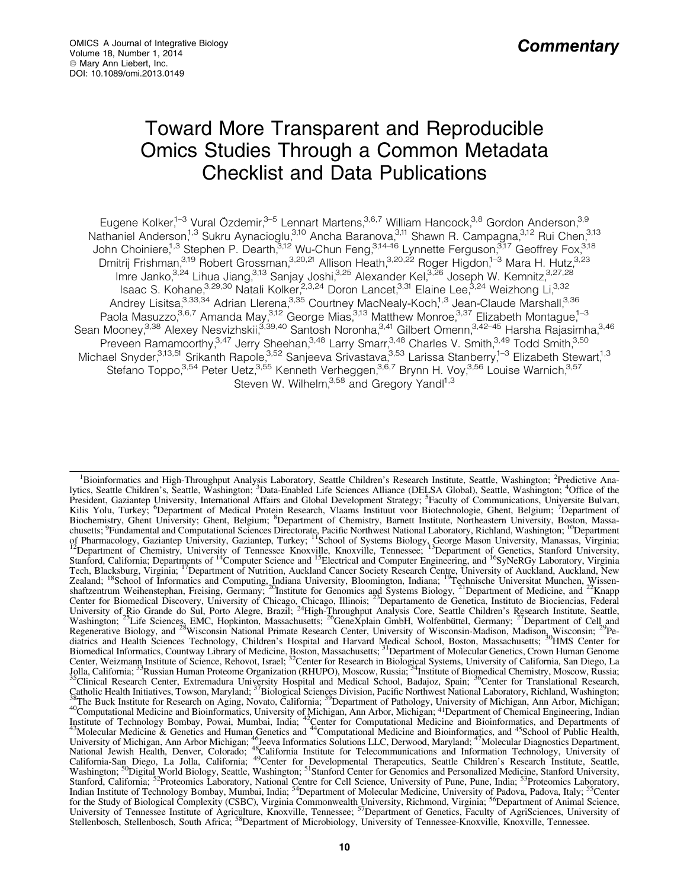*Commentary*

# Toward More Transparent and Reproducible Omics Studies Through a Common Metadata Checklist and Data Publications

Eugene Kolker,[1–3] Vural Özdemir,[3–5] Lennart Martens,[3,6,7] William Hancock,[3,8] Gordon Anderson,[3,9] Nathaniel Anderson,[1,3] Sukru Aynacioglu,[3,10] Ancha Baranova,[3,11] Shawn R. Campagna,[3,12] Rui Chen,[3,13] John Choiniere,[1,3] Stephen P. Dearth,[3,12] Wu-Chun Feng,[3,14–16] Lynnette Ferguson,[3,17] Geoffrey Fox,[3,18] Dmitrij Frishman,[3,19] Robert Grossman,[3,20,21] Allison Heath,[3,20,22] Roger Higdon,[1–3] Mara H. Hutz,[3,23] Imre Janko,[3,24] Lihua Jiang,[3,13] Sanjay Joshi,[3,25] Alexander Kel,[3,26] Joseph W. Kemnitz,[3,27,28] Isaac S. Kohane,[3,29,30] Natali Kolker,[2,3,24] Doron Lancet,[3,31] Elaine Lee,[3,24] Weizhong Li,[3,32] Andrey Lisitsa,[3,33,34] Adrian Llerena,[3,35] Courtney MacNealy-Koch,[1,3] Jean-Claude Marshall,[3,36] Paola Masuzzo,[3,6,7] Amanda May,[3,12] George Mias,[3,13] Matthew Monroe,[3,37] Elizabeth Montague,[1–3] Sean Mooney,[3,38] Alexey Nesvizhskii,[3,39,40] Santosh Noronha,[3,41] Gilbert Omenn,[3,42–45] Harsha Rajasimha,[3,46] Preveen Ramamoorthy,[3,47] Jerry Sheehan,[3,48] Larry Smarr,[3,48] Charles V. Smith,[3,49] Todd Smith,[3,50] Michael Snyder,[3,13,51] Srikanth Rapole,[3,52] Sanjeeva Srivastava,[3,53] Larissa Stanberry,[1–3] Elizabeth Stewart,[1,3] Stefano Toppo,[3,54] Peter Uetz,[3,55] Kenneth Verheggen,[3,6,7] Brynn H. Voy,[3,56] Louise Warnich,[3,57] Steven W. Wilhelm,[3,58] and Gregory Yandl[1,3]

---

[1]Bioinformatics and High-Throughput Analysis Laboratory, Seattle Children's Research Institute, Seattle, Washington; [2]Predictive Analytics, Seattle Children's, Seattle, Washington; [3]Data-Enabled Life Sciences Alliance (DELSA Global), Seattle, Washington; [4]Office of the President, Gaziantep University, International Affairs and Global Development Strategy; [5]Faculty of Communications, Universite Bulvarı, Kilis Yolu, Turkey; [6]Department of Medical Protein Research, Vlaams Instituut voor Biotechnologie, Ghent, Belgium; [7]Department of Biochemistry, Ghent University; Ghent, Belgium; [8]Department of Chemistry, Barnett Institute, Northeastern University, Boston, Massachusetts; [9]Fundamental and Computational Sciences Directorate, Pacific Northwest National Laboratory, Richland, Washington; [10]Department of Pharmacology, Gaziantep University, Gaziantep, Turkey; [11]School of Systems Biology, George Mason University, Manassas, Virginia; [12]Department of Chemistry, University of Tennessee Knoxville, Knoxville, Tennessee; [13]Department of Genetics, Stanford University, Stanford, California; Departments of [14]Computer Science and [15]Electrical and Computer Engineering, and [16]SyNeRGy Laboratory, Virginia Tech, Blacksburg, Virginia; [17]Department of Nutrition, Auckland Cancer Society Research Centre, University of Auckland, Auckland, New Zealand; [18]School of Informatics and Computing, Indiana University, Bloomington, Indiana; [19]Technische Universitat Munchen, Wissenshaftzentrum Weihenstephan, Freising, Germany; [20]Institute for Genomics and Systems Biology, [21]Department of Medicine, and [22]Knapp Center for Biomedical Discovery, University of Chicago, Chicago, Illinois; [23]Departamento de Genetica, Instituto de Biociencias, Federal University of Rio Grande do Sul, Porto Alegre, Brazil; [24]High-Throughput Analysis Core, Seattle Children's Research Institute, Seattle, Washington; [25]Life Sciences, EMC, Hopkinton, Massachusetts; [26]GeneXplain GmbH, Wolfenbüttel, Germany; [27]Department of Cell and Regenerative Biology, and [28]Wisconsin National Primate Research Center, University of Wisconsin-Madison, Madison, Wisconsin; [29]Pediatrics and Health Sciences Technology, Children's Hospital and Harvard Medical School, Boston, Massachusetts; [30]HMS Center for Biomedical Informatics, Countway Library of Medicine, Boston, Massachusetts; [31]Department of Molecular Genetics, Crown Human Genome Center, Weizmann Institute of Science, Rehovot, Israel; [32]Center for Research in Biological Systems, University of California, San Diego, La Jolla, California; [33]Russian Human Proteome Organization (RHUPO), Moscow, Russia; [34]Institute of Biomedical Chemistry, Moscow, Russia; [35]Clinical Research Center, Extremadura University Hospital and Medical School, Badajoz, Spain; [36]Center for Translational Research, Catholic Health Initiatives, Towson, Maryland; [37]Biological Sciences Division, Pacific Northwest National Laboratory, Richland, Washington; [38]The Buck Institute for Research on Aging, Novato, California; [39]Department of Pathology, University of Michigan, Ann Arbor, Michigan; [40]Computational Medicine and Bioinformatics, University of Michigan, Ann Arbor, Michigan; [41]Department of Chemical Engineering, Indian Institute of Technology Bombay, Powai, Mumbai, India; [42]Center for Computational Medicine and Bioinformatics, and Departments of [43]Molecular Medicine & Genetics and Human Genetics and [44]Computational Medicine and Bioinformatics, and [45]School of Public Health, University of Michigan, Ann Arbor Michigan; [46]Jeeva Informatics Solutions LLC, Derwood, Maryland; [47]Molecular Diagnostics Department, National Jewish Health, Denver, Colorado; [48]California Institute for Telecommunications and Information Technology, University of California-San Diego, La Jolla, California; [49]Center for Developmental Therapeutics, Seattle Children's Research Institute, Seattle, Washington; [50]Digital World Biology, Seattle, Washington; [51]Stanford Center for Genomics and Personalized Medicine, Stanford University, Stanford, California; [52]Proteomics Laboratory, National Centre for Cell Science, University of Pune, Pune, India; [53]Proteomics Laboratory, Indian Institute of Technology Bombay, Mumbai, India; [54]Department of Molecular Medicine, University of Padova, Padova, Italy; [55]Center for the Study of Biological Complexity (CSBC), Virginia Commonwealth University, Richmond, Virginia; [56]Department of Animal Science, University of Tennessee Institute of Agriculture, Knoxville, Tennessee; [57]Department of Genetics, Faculty of AgriSciences, University of Stellenbosch, Stellenbosch, South Africa; [58]Department of Microbiology, University of Tennessee-Knoxville, Knoxville, Tennessee.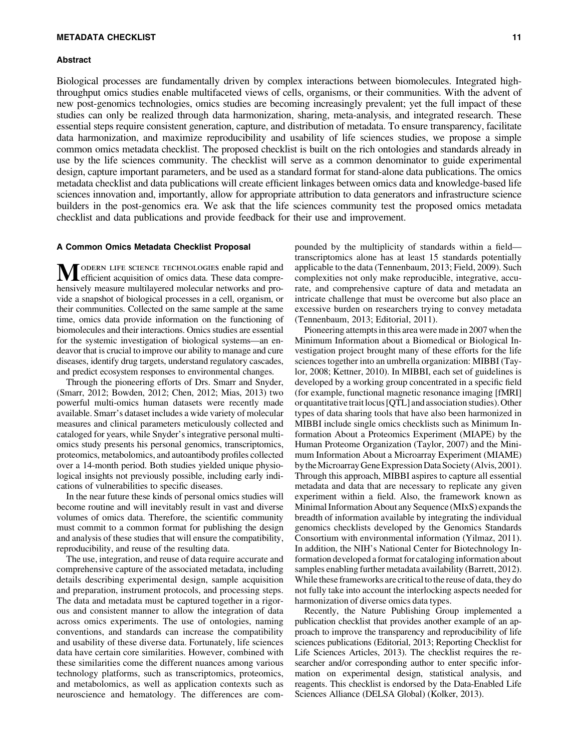## Abstract

Biological processes are fundamentally driven by complex interactions between biomolecules. Integrated high-throughput omics studies enable multifaceted views of cells, organisms, or their communities. With the advent of new post-genomics technologies, omics studies are becoming increasingly prevalent; yet the full impact of these studies can only be realized through data harmonization, sharing, meta-analysis, and integrated research. These essential steps require consistent generation, capture, and distribution of metadata. To ensure transparency, facilitate data harmonization, and maximize reproducibility and usability of life sciences studies, we propose a simple common omics metadata checklist. The proposed checklist is built on the rich ontologies and standards already in use by the life sciences community. The checklist will serve as a common denominator to guide experimental design, capture important parameters, and be used as a standard format for stand-alone data publications. The omics metadata checklist and data publications will create efficient linkages between omics data and knowledge-based life sciences innovation and, importantly, allow for appropriate attribution to data generators and infrastructure science builders in the post-genomics era. We ask that the life sciences community test the proposed omics metadata checklist and data publications and provide feedback for their use and improvement.

## A Common Omics Metadata Checklist Proposal

Modern life science technologies enable rapid and efficient acquisition of omics data. These data comprehensively measure multilayered molecular networks and provide a snapshot of biological processes in a cell, organism, or their communities. Collected on the same sample at the same time, omics data provide information on the functioning of biomolecules and their interactions. Omics studies are essential for the systemic investigation of biological systems—an endeavor that is crucial to improve our ability to manage and cure diseases, identify drug targets, understand regulatory cascades, and predict ecosystem responses to environmental changes.

Through the pioneering efforts of Drs. Smarr and Snyder, (Smarr, 2012; Bowden, 2012; Chen, 2012; Mias, 2013) two powerful multi-omics human datasets were recently made available. Smarr's dataset includes a wide variety of molecular measures and clinical parameters meticulously collected and cataloged for years, while Snyder's integrative personal multi-omics study presents his personal genomics, transcriptomics, proteomics, metabolomics, and autoantibody profiles collected over a 14-month period. Both studies yielded unique physiological insights not previously possible, including early indications of vulnerabilities to specific diseases.

In the near future these kinds of personal omics studies will become routine and will inevitably result in vast and diverse volumes of omics data. Therefore, the scientific community must commit to a common format for publishing the design and analysis of these studies that will ensure the compatibility, reproducibility, and reuse of the resulting data.

The use, integration, and reuse of data require accurate and comprehensive capture of the associated metadata, including details describing experimental design, sample acquisition and preparation, instrument protocols, and processing steps. The data and metadata must be captured together in a rigorous and consistent manner to allow the integration of data across omics experiments. The use of ontologies, naming conventions, and standards can increase the compatibility and usability of these diverse data. Fortunately, life sciences data have certain core similarities. However, combined with these similarities come the different nuances among various technology platforms, such as transcriptomics, proteomics, and metabolomics, as well as application contexts such as neuroscience and hematology. The differences are compounded by the multiplicity of standards within a field—transcriptomics alone has at least 15 standards potentially applicable to the data (Tennenbaum, 2013; Field, 2009). Such complexities not only make reproducible, integrative, accurate, and comprehensive capture of data and metadata an intricate challenge that must be overcome but also place an excessive burden on researchers trying to convey metadata (Tennenbaum, 2013; Editorial, 2011).

Pioneering attempts in this area were made in 2007 when the Minimum Information about a Biomedical or Biological Investigation project brought many of these efforts for the life sciences together into an umbrella organization: MIBBI (Taylor, 2008; Kettner, 2010). In MIBBI, each set of guidelines is developed by a working group concentrated in a specific field (for example, functional magnetic resonance imaging [fMRI] or quantitative trait locus [QTL] and association studies). Other types of data sharing tools that have also been harmonized in MIBBI include single omics checklists such as Minimum Information About a Proteomics Experiment (MIAPE) by the Human Proteome Organization (Taylor, 2007) and the Minimum Information About a Microarray Experiment (MIAME) by the Microarray Gene Expression Data Society (Alvis, 2001). Through this approach, MIBBI aspires to capture all essential metadata and data that are necessary to replicate any given experiment within a field. Also, the framework known as Minimal Information About any Sequence (MIxS) expands the breadth of information available by integrating the individual genomics checklists developed by the Genomics Standards Consortium with environmental information (Yilmaz, 2011). In addition, the NIH's National Center for Biotechnology Information developed a format for cataloging information about samples enabling further metadata availability (Barrett, 2012). While these frameworks are critical to the reuse of data, they do not fully take into account the interlocking aspects needed for harmonization of diverse omics data types.

Recently, the Nature Publishing Group implemented a publication checklist that provides another example of an approach to improve the transparency and reproducibility of life sciences publications (Editorial, 2013; Reporting Checklist for Life Sciences Articles, 2013). The checklist requires the researcher and/or corresponding author to enter specific information on experimental design, statistical analysis, and reagents. This checklist is endorsed by the Data-Enabled Life Sciences Alliance (DELSA Global) (Kolker, 2013).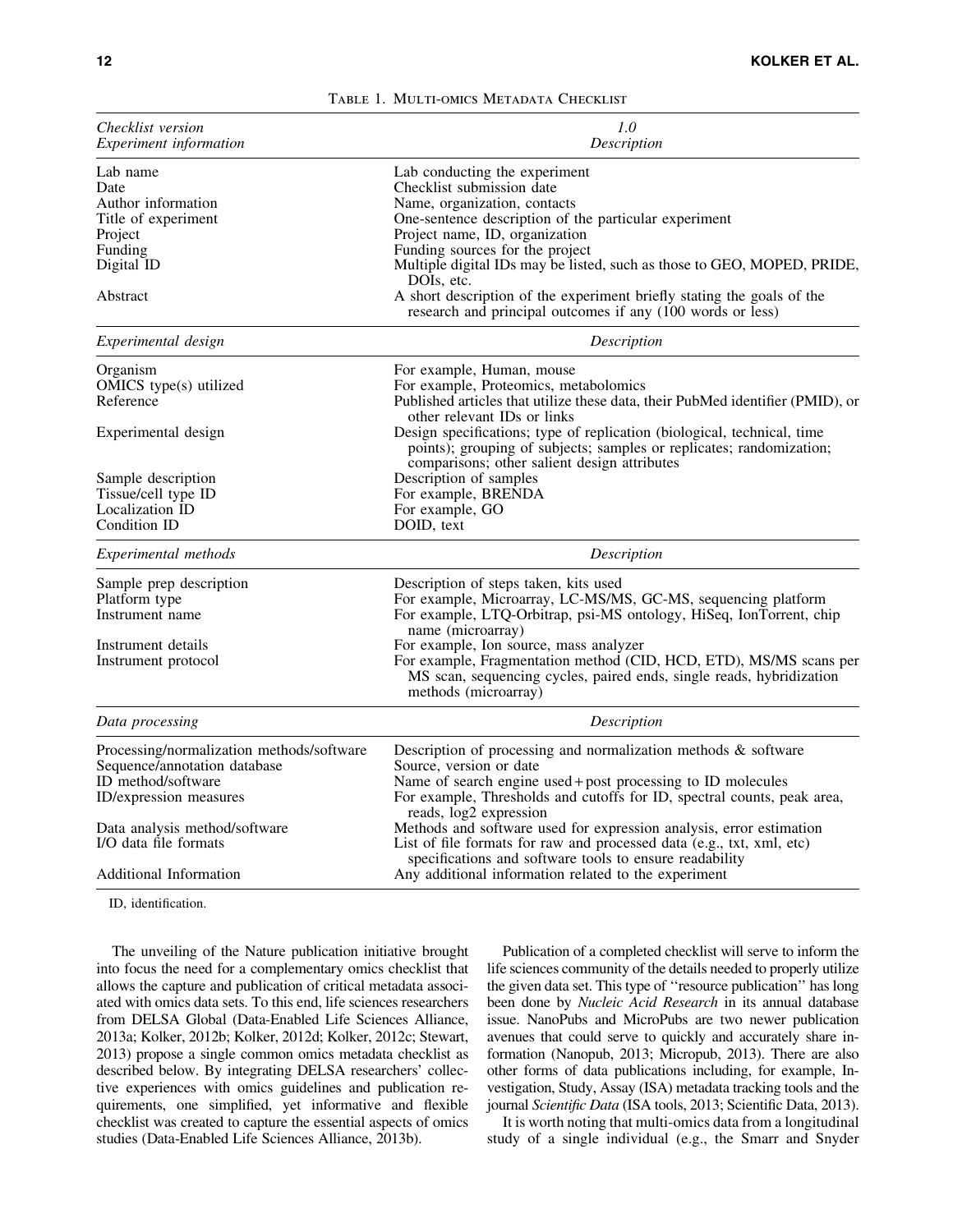Table 1. Multi-omics Metadata Checklist

| *Checklist version* *Experiment information* | *1.0* *Description* |
|---|---|
| Lab name | Lab conducting the experiment |
| Date | Checklist submission date |
| Author information | Name, organization, contacts |
| Title of experiment | One-sentence description of the particular experiment |
| Project | Project name, ID, organization |
| Funding | Funding sources for the project |
| Digital ID | Multiple digital IDs may be listed, such as those to GEO, MOPED, PRIDE, DOIs, etc. |
| Abstract | A short description of the experiment briefly stating the goals of the research and principal outcomes if any (100 words or less) |
| *Experimental design* | *Description* |
| Organism | For example, Human, mouse |
| OMICS type(s) utilized | For example, Proteomics, metabolomics |
| Reference | Published articles that utilize these data, their PubMed identifier (PMID), or other relevant IDs or links |
| Experimental design | Design specifications; type of replication (biological, technical, time points); grouping of subjects; samples or replicates; randomization; comparisons; other salient design attributes |
| Sample description | Description of samples |
| Tissue/cell type ID | For example, BRENDA |
| Localization ID | For example, GO |
| Condition ID | DOID, text |
| *Experimental methods* | *Description* |
| Sample prep description | Description of steps taken, kits used |
| Platform type | For example, Microarray, LC-MS/MS, GC-MS, sequencing platform |
| Instrument name | For example, LTQ-Orbitrap, psi-MS ontology, HiSeq, IonTorrent, chip name (microarray) |
| Instrument details | For example, Ion source, mass analyzer |
| Instrument protocol | For example, Fragmentation method (CID, HCD, ETD), MS/MS scans per MS scan, sequencing cycles, paired ends, single reads, hybridization methods (microarray) |
| *Data processing* | *Description* |
| Processing/normalization methods/software | Description of processing and normalization methods & software |
| Sequence/annotation database | Source, version or date |
| ID method/software | Name of search engine used + post processing to ID molecules |
| ID/expression measures | For example, Thresholds and cutoffs for ID, spectral counts, peak area, reads, log2 expression |
| Data analysis method/software | Methods and software used for expression analysis, error estimation |
| I/O data file formats | List of file formats for raw and processed data (e.g., txt, xml, etc) specifications and software tools to ensure readability |
| Additional Information | Any additional information related to the experiment |

ID, identification.

The unveiling of the Nature publication initiative brought into focus the need for a complementary omics checklist that allows the capture and publication of critical metadata associated with omics data sets. To this end, life sciences researchers from DELSA Global (Data-Enabled Life Sciences Alliance, 2013a; Kolker, 2012b; Kolker, 2012d; Kolker, 2012c; Stewart, 2013) propose a single common omics metadata checklist as described below. By integrating DELSA researchers' collective experiences with omics guidelines and publication requirements, one simplified, yet informative and flexible checklist was created to capture the essential aspects of omics studies (Data-Enabled Life Sciences Alliance, 2013b).

Publication of a completed checklist will serve to inform the life sciences community of the details needed to properly utilize the given data set. This type of ''resource publication'' has long been done by *Nucleic Acid Research* in its annual database issue. NanoPubs and MicroPubs are two newer publication avenues that could serve to quickly and accurately share information (Nanopub, 2013; Micropub, 2013). There are also other forms of data publications including, for example, Investigation, Study, Assay (ISA) metadata tracking tools and the journal *Scientific Data* (ISA tools, 2013; Scientific Data, 2013).

It is worth noting that multi-omics data from a longitudinal study of a single individual (e.g., the Smarr and Snyder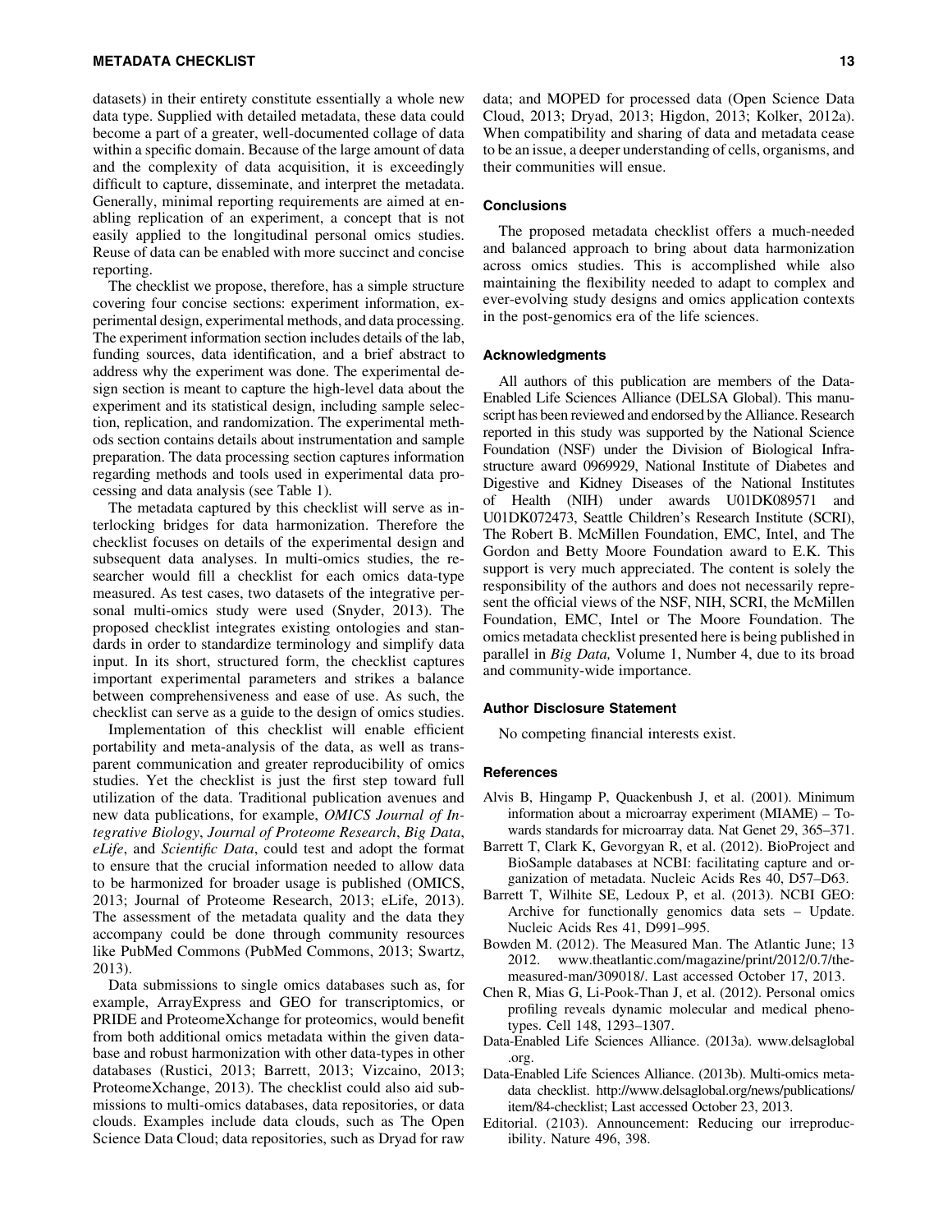datasets) in their entirety constitute essentially a whole new data type. Supplied with detailed metadata, these data could become a part of a greater, well-documented collage of data within a specific domain. Because of the large amount of data and the complexity of data acquisition, it is exceedingly difficult to capture, disseminate, and interpret the metadata. Generally, minimal reporting requirements are aimed at enabling replication of an experiment, a concept that is not easily applied to the longitudinal personal omics studies. Reuse of data can be enabled with more succinct and concise reporting.

The checklist we propose, therefore, has a simple structure covering four concise sections: experiment information, experimental design, experimental methods, and data processing. The experiment information section includes details of the lab, funding sources, data identification, and a brief abstract to address why the experiment was done. The experimental design section is meant to capture the high-level data about the experiment and its statistical design, including sample selection, replication, and randomization. The experimental methods section contains details about instrumentation and sample preparation. The data processing section captures information regarding methods and tools used in experimental data processing and data analysis (see Table 1).

The metadata captured by this checklist will serve as interlocking bridges for data harmonization. Therefore the checklist focuses on details of the experimental design and subsequent data analyses. In multi-omics studies, the researcher would fill a checklist for each omics data-type measured. As test cases, two datasets of the integrative personal multi-omics study were used (Snyder, 2013). The proposed checklist integrates existing ontologies and standards in order to standardize terminology and simplify data input. In its short, structured form, the checklist captures important experimental parameters and strikes a balance between comprehensiveness and ease of use. As such, the checklist can serve as a guide to the design of omics studies.

Implementation of this checklist will enable efficient portability and meta-analysis of the data, as well as transparent communication and greater reproducibility of omics studies. Yet the checklist is just the first step toward full utilization of the data. Traditional publication avenues and new data publications, for example, *OMICS Journal of Integrative Biology*, *Journal of Proteome Research*, *Big Data*, *eLife*, and *Scientific Data*, could test and adopt the format to ensure that the crucial information needed to allow data to be harmonized for broader usage is published (OMICS, 2013; Journal of Proteome Research, 2013; eLife, 2013). The assessment of the metadata quality and the data they accompany could be done through community resources like PubMed Commons (PubMed Commons, 2013; Swartz, 2013).

Data submissions to single omics databases such as, for example, ArrayExpress and GEO for transcriptomics, or PRIDE and ProteomeXchange for proteomics, would benefit from both additional omics metadata within the given database and robust harmonization with other data-types in other databases (Rustici, 2013; Barrett, 2013; Vizcaino, 2013; ProteomeXchange, 2013). The checklist could also aid submissions to multi-omics databases, data repositories, or data clouds. Examples include data clouds, such as The Open Science Data Cloud; data repositories, such as Dryad for raw data; and MOPED for processed data (Open Science Data Cloud, 2013; Dryad, 2013; Higdon, 2013; Kolker, 2012a). When compatibility and sharing of data and metadata cease to be an issue, a deeper understanding of cells, organisms, and their communities will ensue.

## Conclusions

The proposed metadata checklist offers a much-needed and balanced approach to bring about data harmonization across omics studies. This is accomplished while also maintaining the flexibility needed to adapt to complex and ever-evolving study designs and omics application contexts in the post-genomics era of the life sciences.

## Acknowledgments

All authors of this publication are members of the Data-Enabled Life Sciences Alliance (DELSA Global). This manuscript has been reviewed and endorsed by the Alliance. Research reported in this study was supported by the National Science Foundation (NSF) under the Division of Biological Infrastructure award 0969929, National Institute of Diabetes and Digestive and Kidney Diseases of the National Institutes of Health (NIH) under awards U01DK089571 and U01DK072473, Seattle Children's Research Institute (SCRI), The Robert B. McMillen Foundation, EMC, Intel, and The Gordon and Betty Moore Foundation award to E.K. This support is very much appreciated. The content is solely the responsibility of the authors and does not necessarily represent the official views of the NSF, NIH, SCRI, the McMillen Foundation, EMC, Intel or The Moore Foundation. The omics metadata checklist presented here is being published in parallel in *Big Data,* Volume 1, Number 4, due to its broad and community-wide importance.

## Author Disclosure Statement

No competing financial interests exist.

## References

Alvis B, Hingamp P, Quackenbush J, et al. (2001). Minimum information about a microarray experiment (MIAME) – Towards standards for microarray data. Nat Genet 29, 365–371.

Barrett T, Clark K, Gevorgyan R, et al. (2012). BioProject and BioSample databases at NCBI: facilitating capture and organization of metadata. Nucleic Acids Res 40, D57–D63.

Barrett T, Wilhite SE, Ledoux P, et al. (2013). NCBI GEO: Archive for functionally genomics data sets – Update. Nucleic Acids Res 41, D991–995.

Bowden M. (2012). The Measured Man. The Atlantic June; 13 2012. www.theatlantic.com/magazine/print/2012/0.7/the-measured-man/309018/. Last accessed October 17, 2013.

Chen R, Mias G, Li-Pook-Than J, et al. (2012). Personal omics profiling reveals dynamic molecular and medical phenotypes. Cell 148, 1293–1307.

Data-Enabled Life Sciences Alliance. (2013a). www.delsaglobal.org.

Data-Enabled Life Sciences Alliance. (2013b). Multi-omics metadata checklist. http://www.delsaglobal.org/news/publications/item/84-checklist; Last accessed October 23, 2013.

Editorial. (2103). Announcement: Reducing our irreproducibility. Nature 496, 398.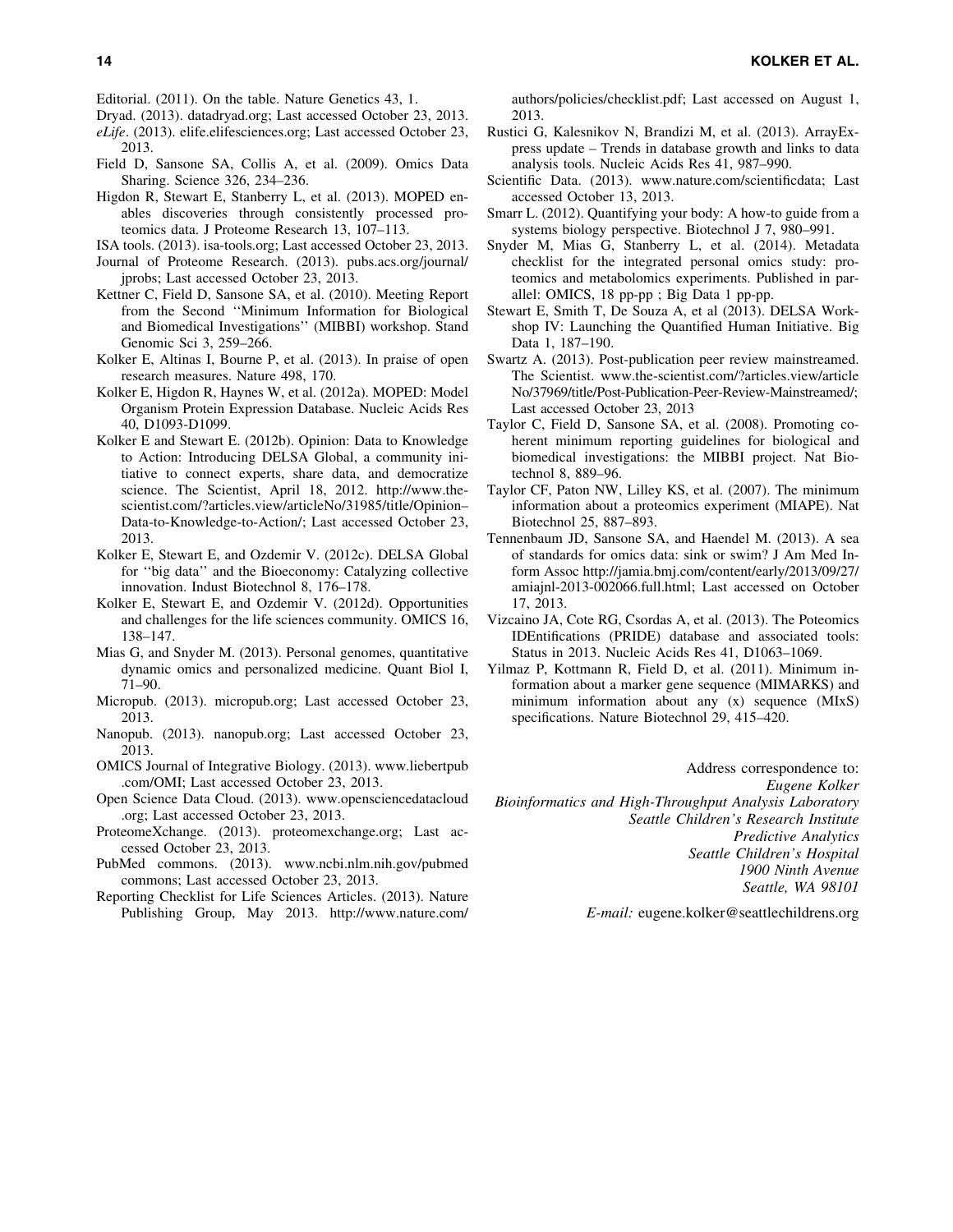Editorial. (2011). On the table. Nature Genetics 43, 1.

Dryad. (2013). datadryad.org; Last accessed October 23, 2013.

*eLife*. (2013). elife.elifesciences.org; Last accessed October 23, 2013.

Field D, Sansone SA, Collis A, et al. (2009). Omics Data Sharing. Science 326, 234–236.

Higdon R, Stewart E, Stanberry L, et al. (2013). MOPED enables discoveries through consistently processed proteomics data. J Proteome Research 13, 107–113.

ISA tools. (2013). isa-tools.org; Last accessed October 23, 2013.

Journal of Proteome Research. (2013). pubs.acs.org/journal/jprobs; Last accessed October 23, 2013.

Kettner C, Field D, Sansone SA, et al. (2010). Meeting Report from the Second ''Minimum Information for Biological and Biomedical Investigations'' (MIBBI) workshop. Stand Genomic Sci 3, 259–266.

Kolker E, Altinas I, Bourne P, et al. (2013). In praise of open research measures. Nature 498, 170.

Kolker E, Higdon R, Haynes W, et al. (2012a). MOPED: Model Organism Protein Expression Database. Nucleic Acids Res 40, D1093-D1099.

Kolker E and Stewart E. (2012b). Opinion: Data to Knowledge to Action: Introducing DELSA Global, a community initiative to connect experts, share data, and democratize science. The Scientist, April 18, 2012. http://www.the-scientist.com/?articles.view/articleNo/31985/title/Opinion–Data-to-Knowledge-to-Action/; Last accessed October 23, 2013.

Kolker E, Stewart E, and Ozdemir V. (2012c). DELSA Global for ''big data'' and the Bioeconomy: Catalyzing collective innovation. Indust Biotechnol 8, 176–178.

Kolker E, Stewart E, and Ozdemir V. (2012d). Opportunities and challenges for the life sciences community. OMICS 16, 138–147.

Mias G, and Snyder M. (2013). Personal genomes, quantitative dynamic omics and personalized medicine. Quant Biol I, 71–90.

Micropub. (2013). micropub.org; Last accessed October 23, 2013.

Nanopub. (2013). nanopub.org; Last accessed October 23, 2013.

OMICS Journal of Integrative Biology. (2013). www.liebertpub.com/OMI; Last accessed October 23, 2013.

Open Science Data Cloud. (2013). www.opensciencedatacloud.org; Last accessed October 23, 2013.

ProteomeXchange. (2013). proteomexchange.org; Last accessed October 23, 2013.

PubMed commons. (2013). www.ncbi.nlm.nih.gov/pubmedcommons; Last accessed October 23, 2013.

Reporting Checklist for Life Sciences Articles. (2013). Nature Publishing Group, May 2013. http://www.nature.com/authors/policies/checklist.pdf; Last accessed on August 1, 2013.

Rustici G, Kalesnikov N, Brandizi M, et al. (2013). ArrayExpress update – Trends in database growth and links to data analysis tools. Nucleic Acids Res 41, 987–990.

Scientific Data. (2013). www.nature.com/scientificdata; Last accessed October 13, 2013.

Smarr L. (2012). Quantifying your body: A how-to guide from a systems biology perspective. Biotechnol J 7, 980–991.

Snyder M, Mias G, Stanberry L, et al. (2014). Metadata checklist for the integrated personal omics study: proteomics and metabolomics experiments. Published in parallel: OMICS, 18 pp-pp ; Big Data 1 pp-pp.

Stewart E, Smith T, De Souza A, et al (2013). DELSA Workshop IV: Launching the Quantified Human Initiative. Big Data 1, 187–190.

Swartz A. (2013). Post-publication peer review mainstreamed. The Scientist. www.the-scientist.com/?articles.view/articleNo/37969/title/Post-Publication-Peer-Review-Mainstreamed/; Last accessed October 23, 2013

Taylor C, Field D, Sansone SA, et al. (2008). Promoting coherent minimum reporting guidelines for biological and biomedical investigations: the MIBBI project. Nat Biotechnol 8, 889–96.

Taylor CF, Paton NW, Lilley KS, et al. (2007). The minimum information about a proteomics experiment (MIAPE). Nat Biotechnol 25, 887–893.

Tennenbaum JD, Sansone SA, and Haendel M. (2013). A sea of standards for omics data: sink or swim? J Am Med Inform Assoc http://jamia.bmj.com/content/early/2013/09/27/amiajnl-2013-002066.full.html; Last accessed on October 17, 2013.

Vizcaino JA, Cote RG, Csordas A, et al. (2013). The Poteomics IDEntifications (PRIDE) database and associated tools: Status in 2013. Nucleic Acids Res 41, D1063–1069.

Yilmaz P, Kottmann R, Field D, et al. (2011). Minimum information about a marker gene sequence (MIMARKS) and minimum information about any (x) sequence (MIxS) specifications. Nature Biotechnol 29, 415–420.

Address correspondence to:
*Eugene Kolker*
*Bioinformatics and High-Throughput Analysis Laboratory*
*Seattle Children's Research Institute*
*Predictive Analytics*
*Seattle Children's Hospital*
*1900 Ninth Avenue*
*Seattle, WA 98101*

*E-mail:* eugene.kolker@seattlechildrens.org